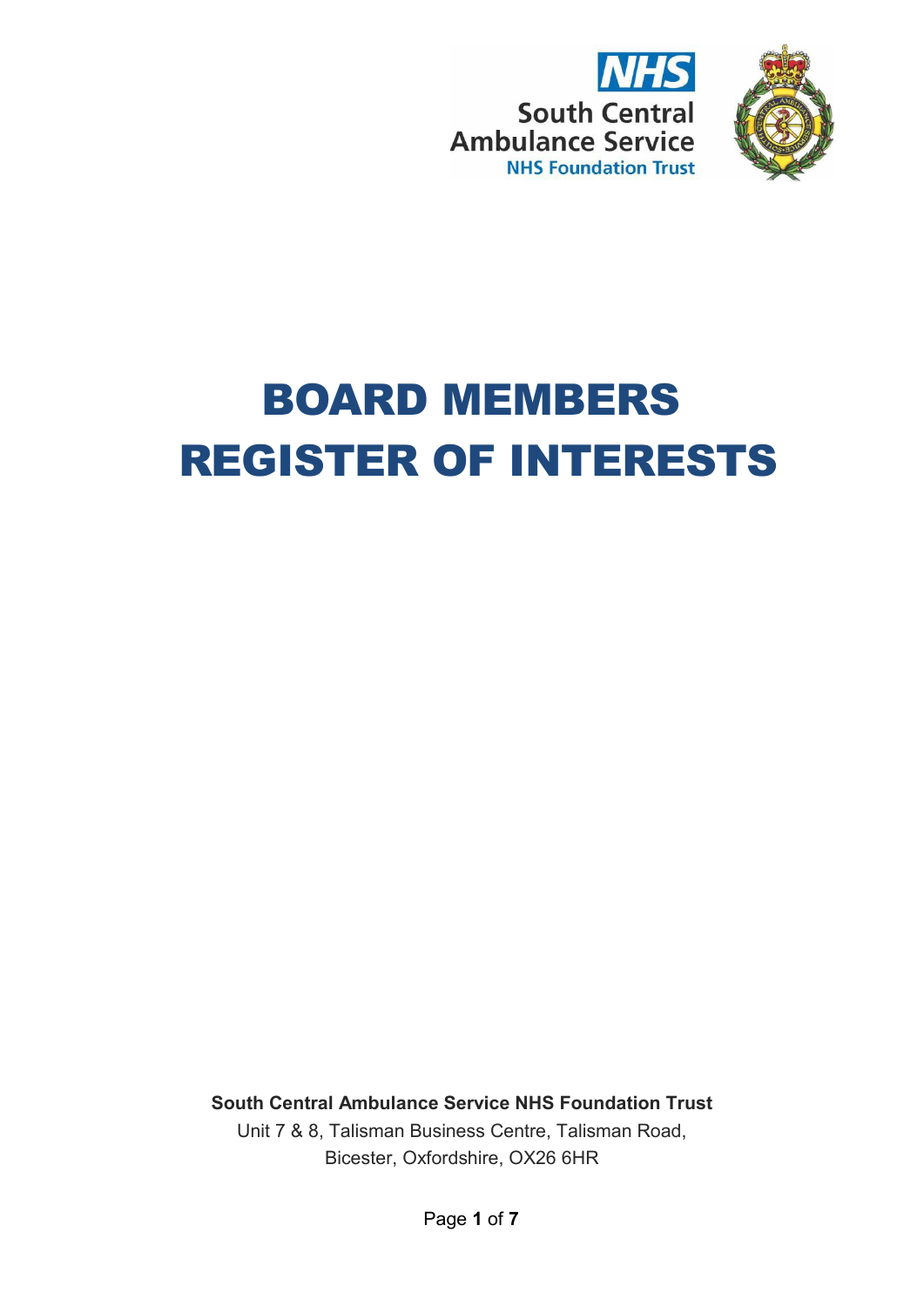NHS
South Central Ambulance Service
NHS Foundation Trust

# BOARD MEMBERS REGISTER OF INTERESTS

**South Central Ambulance Service NHS Foundation Trust**
Unit 7 & 8, Talisman Business Centre, Talisman Road,
Bicester, Oxfordshire, OX26 6HR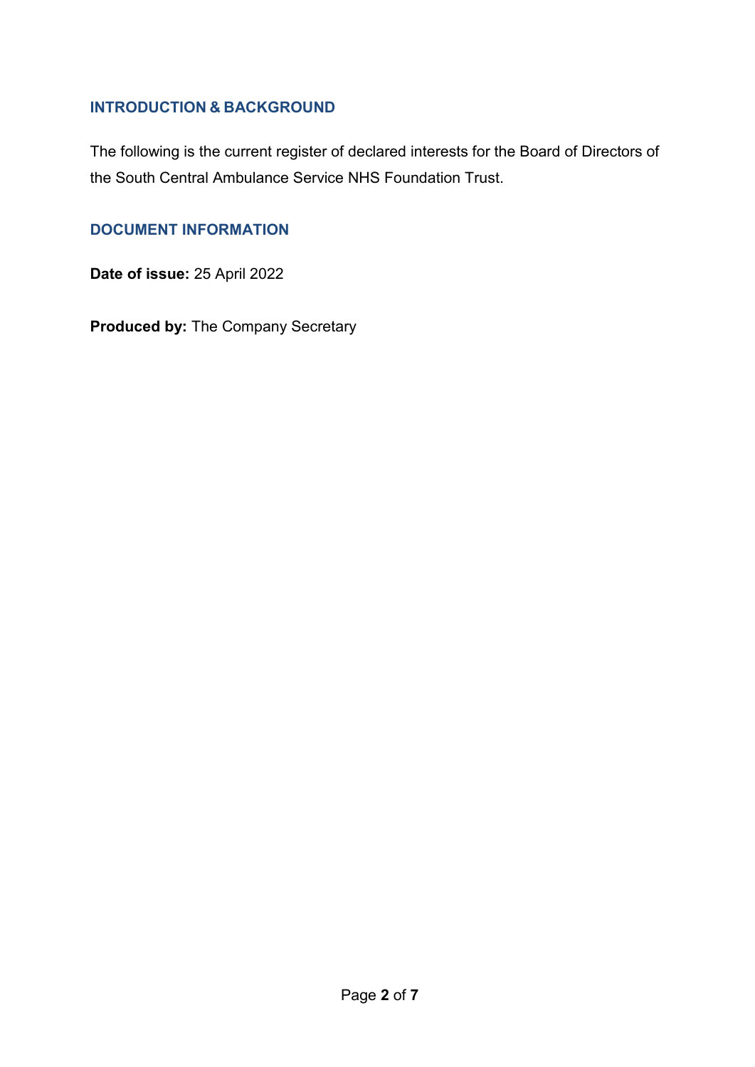## INTRODUCTION & BACKGROUND

The following is the current register of declared interests for the Board of Directors of the South Central Ambulance Service NHS Foundation Trust.

## DOCUMENT INFORMATION

**Date of issue:** 25 April 2022

**Produced by:** The Company Secretary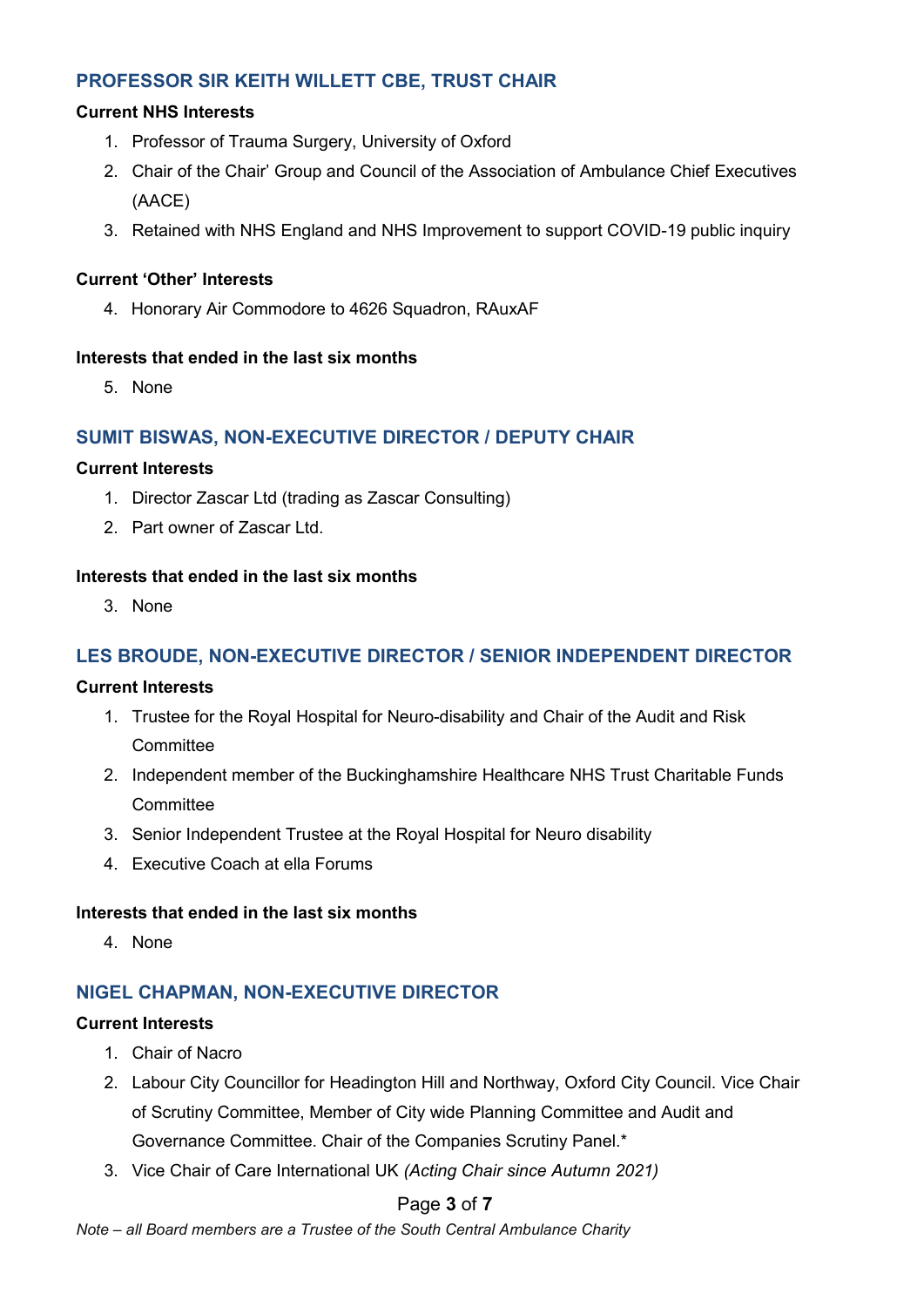## PROFESSOR SIR KEITH WILLETT CBE, TRUST CHAIR

**Current NHS Interests**

1. Professor of Trauma Surgery, University of Oxford
2. Chair of the Chair' Group and Council of the Association of Ambulance Chief Executives (AACE)
3. Retained with NHS England and NHS Improvement to support COVID-19 public inquiry

**Current 'Other' Interests**

4. Honorary Air Commodore to 4626 Squadron, RAuxAF

**Interests that ended in the last six months**

5. None

## SUMIT BISWAS, NON-EXECUTIVE DIRECTOR / DEPUTY CHAIR

**Current Interests**

1. Director Zascar Ltd (trading as Zascar Consulting)
2. Part owner of Zascar Ltd.

**Interests that ended in the last six months**

3. None

## LES BROUDE, NON-EXECUTIVE DIRECTOR / SENIOR INDEPENDENT DIRECTOR

**Current Interests**

1. Trustee for the Royal Hospital for Neuro-disability and Chair of the Audit and Risk Committee
2. Independent member of the Buckinghamshire Healthcare NHS Trust Charitable Funds Committee
3. Senior Independent Trustee at the Royal Hospital for Neuro disability
4. Executive Coach at ella Forums

**Interests that ended in the last six months**

4. None

## NIGEL CHAPMAN, NON-EXECUTIVE DIRECTOR

**Current Interests**

1. Chair of Nacro
2. Labour City Councillor for Headington Hill and Northway, Oxford City Council. Vice Chair of Scrutiny Committee, Member of City wide Planning Committee and Audit and Governance Committee. Chair of the Companies Scrutiny Panel.*
3. Vice Chair of Care International UK *(Acting Chair since Autumn 2021)*

*Note – all Board members are a Trustee of the South Central Ambulance Charity*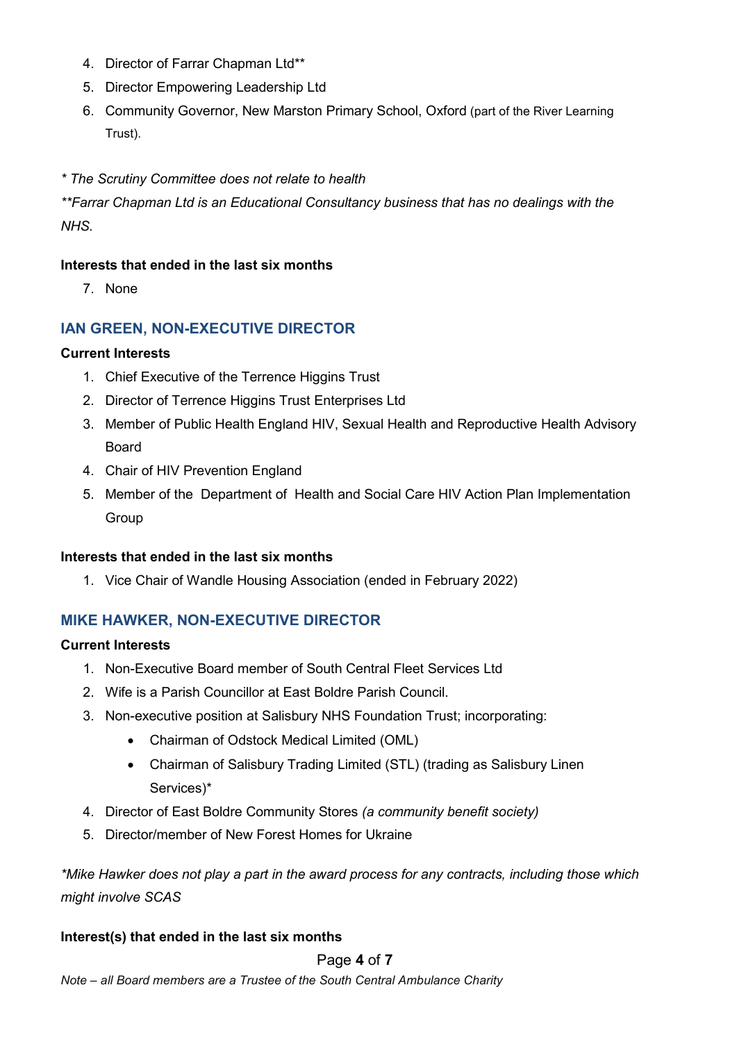4. Director of Farrar Chapman Ltd**
5. Director Empowering Leadership Ltd
6. Community Governor, New Marston Primary School, Oxford (part of the River Learning Trust).

*\* The Scrutiny Committee does not relate to health*

*\*\*Farrar Chapman Ltd is an Educational Consultancy business that has no dealings with the NHS.*

**Interests that ended in the last six months**

7. None

## IAN GREEN, NON-EXECUTIVE DIRECTOR

**Current Interests**

1. Chief Executive of the Terrence Higgins Trust
2. Director of Terrence Higgins Trust Enterprises Ltd
3. Member of Public Health England HIV, Sexual Health and Reproductive Health Advisory Board
4. Chair of HIV Prevention England
5. Member of the Department of Health and Social Care HIV Action Plan Implementation Group

**Interests that ended in the last six months**

1. Vice Chair of Wandle Housing Association (ended in February 2022)

## MIKE HAWKER, NON-EXECUTIVE DIRECTOR

**Current Interests**

1. Non-Executive Board member of South Central Fleet Services Ltd
2. Wife is a Parish Councillor at East Boldre Parish Council.
3. Non-executive position at Salisbury NHS Foundation Trust; incorporating:
   - Chairman of Odstock Medical Limited (OML)
   - Chairman of Salisbury Trading Limited (STL) (trading as Salisbury Linen Services)*
4. Director of East Boldre Community Stores *(a community benefit society)*
5. Director/member of New Forest Homes for Ukraine

*\*Mike Hawker does not play a part in the award process for any contracts, including those which might involve SCAS*

**Interest(s) that ended in the last six months**

*Note – all Board members are a Trustee of the South Central Ambulance Charity*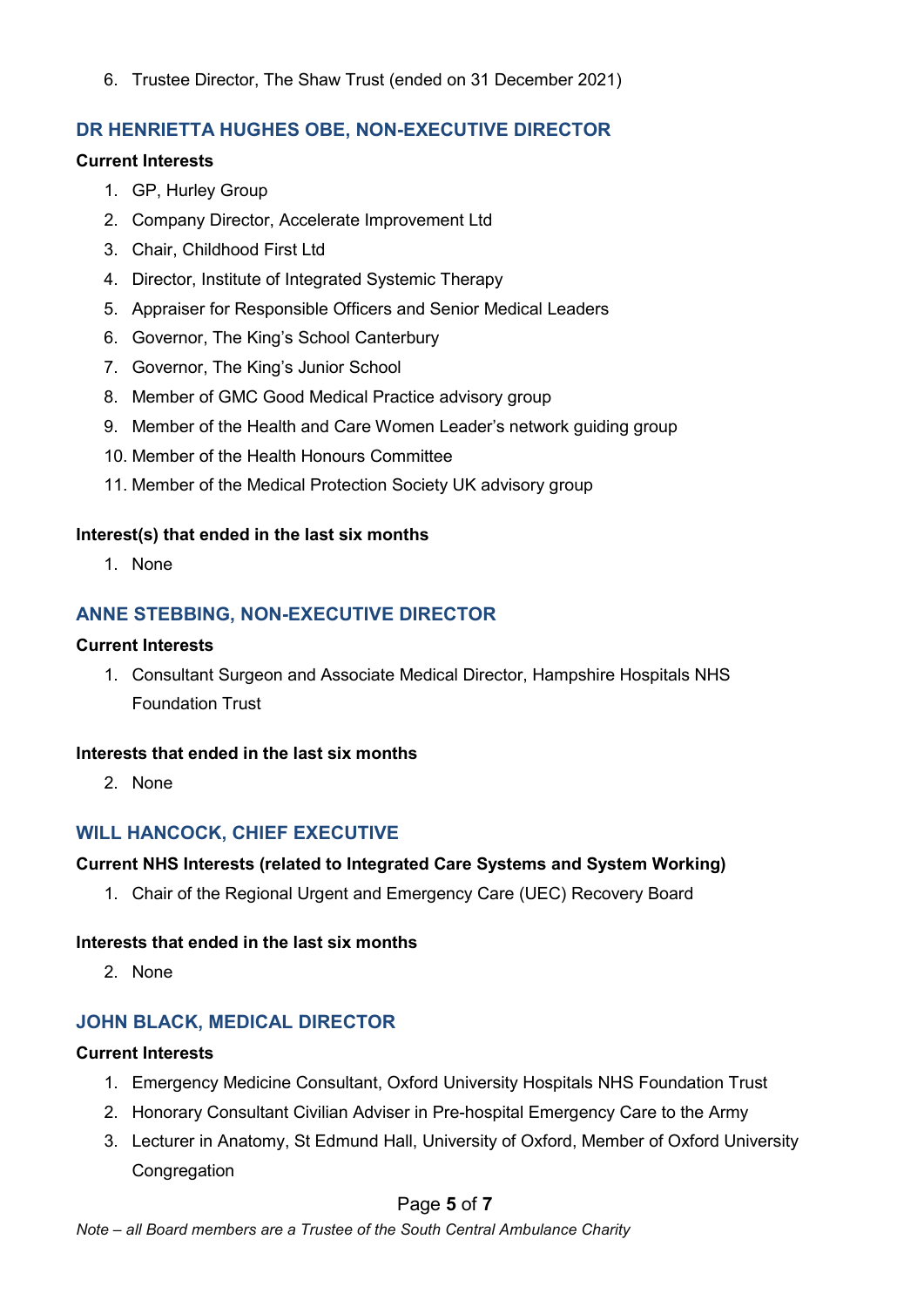6. Trustee Director, The Shaw Trust (ended on 31 December 2021)

## DR HENRIETTA HUGHES OBE, NON-EXECUTIVE DIRECTOR

**Current Interests**

1. GP, Hurley Group
2. Company Director, Accelerate Improvement Ltd
3. Chair, Childhood First Ltd
4. Director, Institute of Integrated Systemic Therapy
5. Appraiser for Responsible Officers and Senior Medical Leaders
6. Governor, The King's School Canterbury
7. Governor, The King's Junior School
8. Member of GMC Good Medical Practice advisory group
9. Member of the Health and Care Women Leader's network guiding group
10. Member of the Health Honours Committee
11. Member of the Medical Protection Society UK advisory group

**Interest(s) that ended in the last six months**

1. None

## ANNE STEBBING, NON-EXECUTIVE DIRECTOR

**Current Interests**

1. Consultant Surgeon and Associate Medical Director, Hampshire Hospitals NHS Foundation Trust

**Interests that ended in the last six months**

2. None

## WILL HANCOCK, CHIEF EXECUTIVE

**Current NHS Interests (related to Integrated Care Systems and System Working)**

1. Chair of the Regional Urgent and Emergency Care (UEC) Recovery Board

**Interests that ended in the last six months**

2. None

## JOHN BLACK, MEDICAL DIRECTOR

**Current Interests**

1. Emergency Medicine Consultant, Oxford University Hospitals NHS Foundation Trust
2. Honorary Consultant Civilian Adviser in Pre-hospital Emergency Care to the Army
3. Lecturer in Anatomy, St Edmund Hall, University of Oxford, Member of Oxford University Congregation

*Note – all Board members are a Trustee of the South Central Ambulance Charity*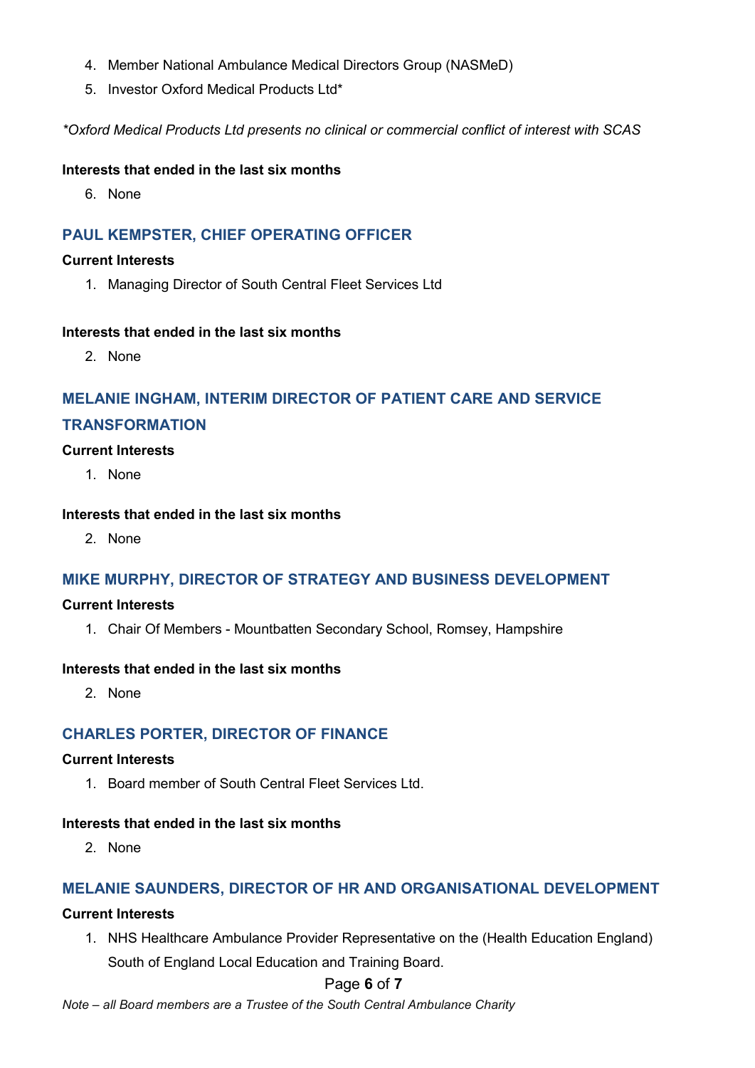4. Member National Ambulance Medical Directors Group (NASMeD)
5. Investor Oxford Medical Products Ltd*

*\*Oxford Medical Products Ltd presents no clinical or commercial conflict of interest with SCAS*

**Interests that ended in the last six months**

6. None

### PAUL KEMPSTER, CHIEF OPERATING OFFICER

**Current Interests**

1. Managing Director of South Central Fleet Services Ltd

**Interests that ended in the last six months**

2. None

### MELANIE INGHAM, INTERIM DIRECTOR OF PATIENT CARE AND SERVICE TRANSFORMATION

**Current Interests**

1. None

**Interests that ended in the last six months**

2. None

### MIKE MURPHY, DIRECTOR OF STRATEGY AND BUSINESS DEVELOPMENT

**Current Interests**

1. Chair Of Members - Mountbatten Secondary School, Romsey, Hampshire

**Interests that ended in the last six months**

2. None

### CHARLES PORTER, DIRECTOR OF FINANCE

**Current Interests**

1. Board member of South Central Fleet Services Ltd.

**Interests that ended in the last six months**

2. None

### MELANIE SAUNDERS, DIRECTOR OF HR AND ORGANISATIONAL DEVELOPMENT

**Current Interests**

1. NHS Healthcare Ambulance Provider Representative on the (Health Education England) South of England Local Education and Training Board.

*Note – all Board members are a Trustee of the South Central Ambulance Charity*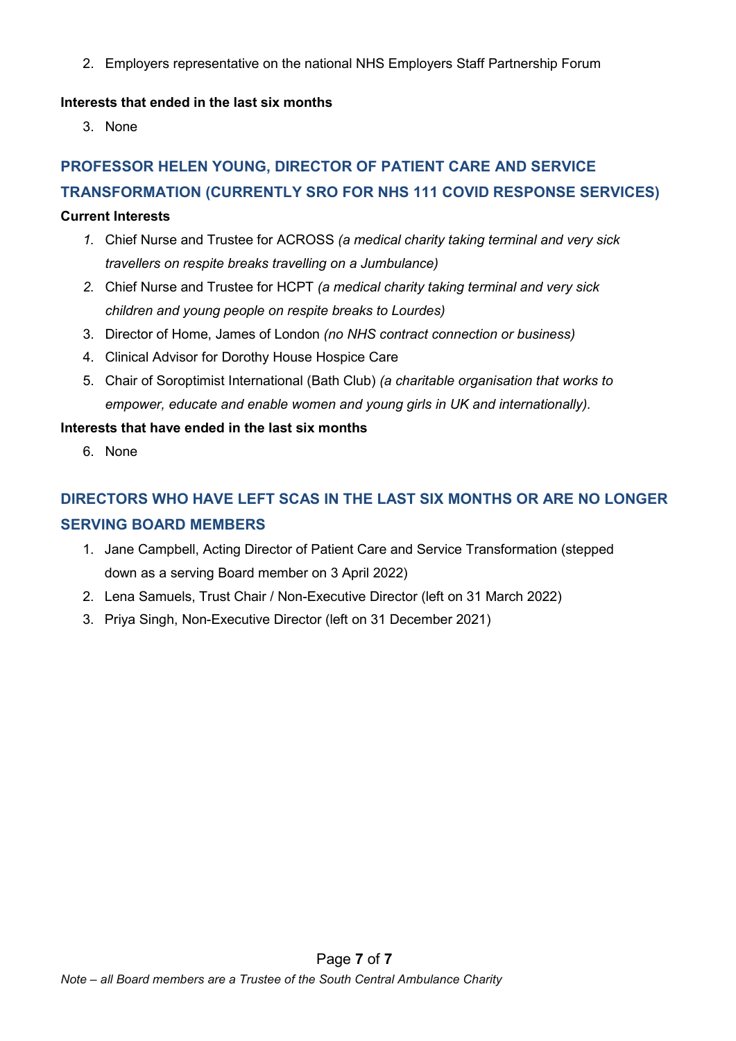2. Employers representative on the national NHS Employers Staff Partnership Forum

**Interests that ended in the last six months**

3. None

## PROFESSOR HELEN YOUNG, DIRECTOR OF PATIENT CARE AND SERVICE TRANSFORMATION (CURRENTLY SRO FOR NHS 111 COVID RESPONSE SERVICES)

**Current Interests**

1. Chief Nurse and Trustee for ACROSS *(a medical charity taking terminal and very sick travellers on respite breaks travelling on a Jumbulance)*
2. Chief Nurse and Trustee for HCPT *(a medical charity taking terminal and very sick children and young people on respite breaks to Lourdes)*
3. Director of Home, James of London *(no NHS contract connection or business)*
4. Clinical Advisor for Dorothy House Hospice Care
5. Chair of Soroptimist International (Bath Club) *(a charitable organisation that works to empower, educate and enable women and young girls in UK and internationally).*

**Interests that have ended in the last six months**

6. None

## DIRECTORS WHO HAVE LEFT SCAS IN THE LAST SIX MONTHS OR ARE NO LONGER SERVING BOARD MEMBERS

1. Jane Campbell, Acting Director of Patient Care and Service Transformation (stepped down as a serving Board member on 3 April 2022)
2. Lena Samuels, Trust Chair / Non-Executive Director (left on 31 March 2022)
3. Priya Singh, Non-Executive Director (left on 31 December 2021)

*Note – all Board members are a Trustee of the South Central Ambulance Charity*